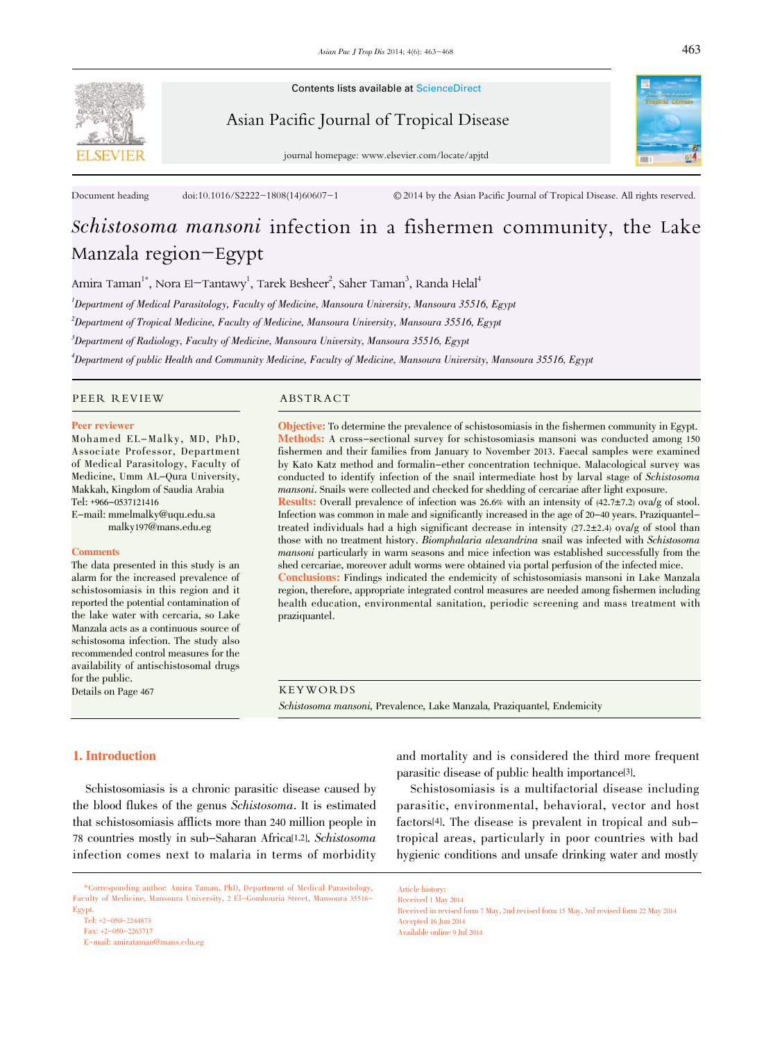Contents lists available at ScienceDirect

Asian Pacific Journal of Tropical Disease

journal homepage: www.elsevier.com/locate/apjtd

Document heading doi:10.1016/S2222-1808(14)60607-1 © 2014 by the Asian Pacific Journal of Tropical Disease. All rights reserved.

# *Schistosoma mansoni* infection in a fishermen community, the Lake Manzala region-Egypt

Amira Taman[1*], Nora El-Tantawy[1], Tarek Besheer[2], Saher Taman[3], Randa Helal[4]

[1]Department of Medical Parasitology, Faculty of Medicine, Mansoura University, Mansoura 35516, Egypt

[2]Department of Tropical Medicine, Faculty of Medicine, Mansoura University, Mansoura 35516, Egypt

[3]Department of Radiology, Faculty of Medicine, Mansoura University, Mansoura 35516, Egypt

[4]Department of public Health and Community Medicine, Faculty of Medicine, Mansoura University, Mansoura 35516, Egypt

## PEER REVIEW

**Peer reviewer**

Mohamed EL-Malky, MD, PhD, Associate Professor, Department of Medical Parasitology, Faculty of Medicine, Umm AL-Qura University, Makkah, Kingdom of Saudia Arabia

Tel: +966-0537121416

E-mail: mmelmalky@uqu.edu.sa
malky197@mans.edu.eg

**Comments**

The data presented in this study is an alarm for the increased prevalence of schistosomiasis in this region and it reported the potential contamination of the lake water with cercaria, so Lake Manzala acts as a continuous source of schistosoma infection. The study also recommended control measures for the availability of antischistosomal drugs for the public.

Details on Page 467

## ABSTRACT

**Objective:** To determine the prevalence of schistosomiasis in the fishermen community in Egypt.

**Methods:** A cross-sectional survey for schistosomiasis mansoni was conducted among 150 fishermen and their families from January to November 2013. Faecal samples were examined by Kato Katz method and formalin-ether concentration technique. Malacological survey was conducted to identify infection of the snail intermediate host by larval stage of *Schistosoma mansoni*. Snails were collected and checked for shedding of cercariae after light exposure.

**Results:** Overall prevalence of infection was 26.6% with an intensity of (42.7±7.2) ova/g of stool. Infection was common in male and significantly increased in the age of 20-40 years. Praziquantel-treated individuals had a high significant decrease in intensity (27.2±2.4) ova/g of stool than those with no treatment history. *Biomphalaria alexandrina* snail was infected with *Schistosoma mansoni* particularly in warm seasons and mice infection was established successfully from the shed cercariae, moreover adult worms were obtained via portal perfusion of the infected mice.

**Conclusions:** Findings indicated the endemicity of schistosomiasis mansoni in Lake Manzala region, therefore, appropriate integrated control measures are needed among fishermen including health education, environmental sanitation, periodic screening and mass treatment with praziquantel.

## KEYWORDS

*Schistosoma mansoni*, Prevalence, Lake Manzala, Praziquantel, Endemicity

## 1. Introduction

Schistosomiasis is a chronic parasitic disease caused by the blood flukes of the genus *Schistosoma*. It is estimated that schistosomiasis afflicts more than 240 million people in 78 countries mostly in sub-Saharan Africa[1,2]. *Schistosoma* infection comes next to malaria in terms of morbidity and mortality and is considered the third more frequent parasitic disease of public health importance[3].

Schistosomiasis is a multifactorial disease including parasitic, environmental, behavioral, vector and host factors[4]. The disease is prevalent in tropical and sub-tropical areas, particularly in poor countries with bad hygienic conditions and unsafe drinking water and mostly

*Corresponding author: Amira Taman, PhD, Department of Medical Parasitology, Faculty of Medicine, Mansoura University, 2 El-Gomhouria Street, Mansoura 35516-Egypt.

Tel: +2-050-2244873

Fax: +2-050-2263717

E-mail: amirataman@mans.edu.eg

Article history:

Received 1 May 2014

Received in revised form 7 May, 2nd revised form 15 May, 3rd revised form 22 May 2014

Accepted 16 Jun 2014

Available online 9 Jul 2014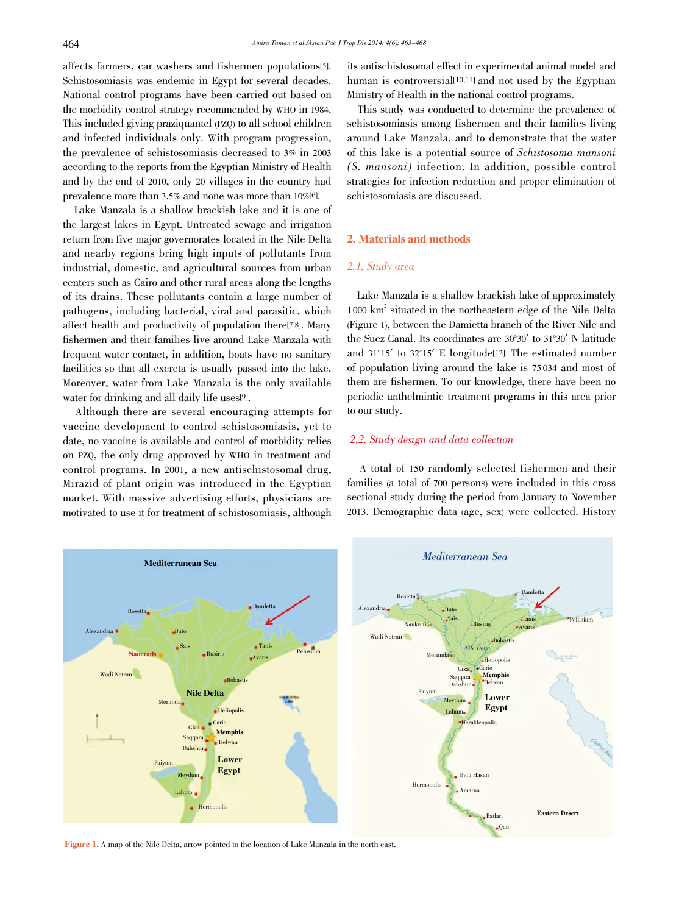affects farmers, car washers and fishermen populations[5]. Schistosomiasis was endemic in Egypt for several decades. National control programs have been carried out based on the morbidity control strategy recommended by WHO in 1984. This included giving praziquantel (PZQ) to all school children and infected individuals only. With program progression, the prevalence of schistosomiasis decreased to 3% in 2003 according to the reports from the Egyptian Ministry of Health and by the end of 2010, only 20 villages in the country had prevalence more than 3.5% and none was more than 10%[6].

Lake Manzala is a shallow brackish lake and it is one of the largest lakes in Egypt. Untreated sewage and irrigation return from five major governorates located in the Nile Delta and nearby regions bring high inputs of pollutants from industrial, domestic, and agricultural sources from urban centers such as Cairo and other rural areas along the lengths of its drains. These pollutants contain a large number of pathogens, including bacterial, viral and parasitic, which affect health and productivity of population there[7,8]. Many fishermen and their families live around Lake Manzala with frequent water contact, in addition, boats have no sanitary facilities so that all excreta is usually passed into the lake. Moreover, water from Lake Manzala is the only available water for drinking and all daily life uses[9].

Although there are several encouraging attempts for vaccine development to control schistosomiasis, yet to date, no vaccine is available and control of morbidity relies on PZQ, the only drug approved by WHO in treatment and control programs. In 2001, a new antischistosomal drug, Mirazid of plant origin was introduced in the Egyptian market. With massive advertising efforts, physicians are motivated to use it for treatment of schistosomiasis, although its antischistosomal effect in experimental animal model and human is controversial[10,11] and not used by the Egyptian Ministry of Health in the national control programs.

This study was conducted to determine the prevalence of schistosomiasis among fishermen and their families living around Lake Manzala, and to demonstrate that the water of this lake is a potential source of *Schistosoma mansoni* (*S. mansoni*) infection. In addition, possible control strategies for infection reduction and proper elimination of schistosomiasis are discussed.

## 2. Materials and methods

### 2.1. Study area

Lake Manzala is a shallow brackish lake of approximately 1 000 km$^2$ situated in the northeastern edge of the Nile Delta (Figure 1), between the Damietta branch of the River Nile and the Suez Canal. Its coordinates are 30°30′ to 31°30′ N latitude and 31°15′ to 32°15′ E longitude[12]. The estimated number of population living around the lake is 75 034 and most of them are fishermen. To our knowledge, there have been no periodic anthelmintic treatment programs in this area prior to our study.

### 2.2. Study design and data collection

A total of 150 randomly selected fishermen and their families (a total of 700 persons) were included in this cross sectional study during the period from January to November 2013. Demographic data (age, sex) were collected. History

Figure 1. A map of the Nile Delta, arrow pointed to the location of Lake Manzala in the north east.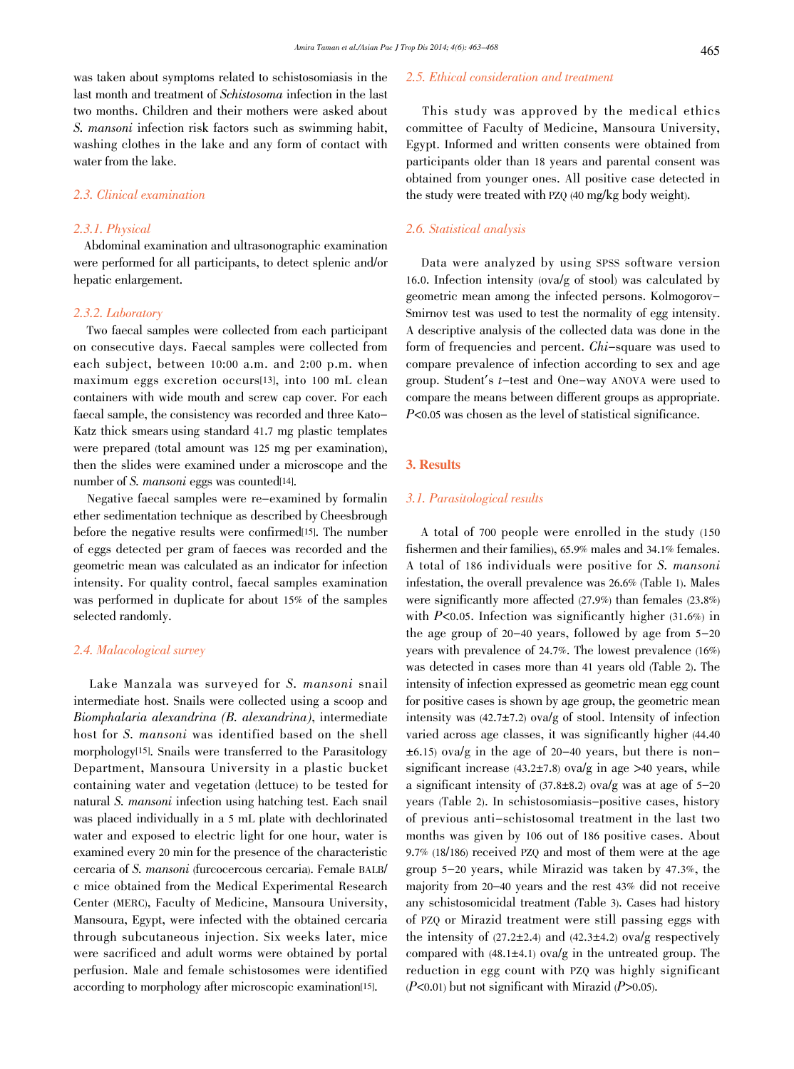was taken about symptoms related to schistosomiasis in the last month and treatment of *Schistosoma* infection in the last two months. Children and their mothers were asked about *S. mansoni* infection risk factors such as swimming habit, washing clothes in the lake and any form of contact with water from the lake.

### 2.3. Clinical examination

#### 2.3.1. Physical

Abdominal examination and ultrasonographic examination were performed for all participants, to detect splenic and/or hepatic enlargement.

#### 2.3.2. Laboratory

Two faecal samples were collected from each participant on consecutive days. Faecal samples were collected from each subject, between 10:00 a.m. and 2:00 p.m. when maximum eggs excretion occurs[13], into 100 mL clean containers with wide mouth and screw cap cover. For each faecal sample, the consistency was recorded and three Kato–Katz thick smears using standard 41.7 mg plastic templates were prepared (total amount was 125 mg per examination), then the slides were examined under a microscope and the number of *S. mansoni* eggs was counted[14].

Negative faecal samples were re-examined by formalin ether sedimentation technique as described by Cheesbrough before the negative results were confirmed[15]. The number of eggs detected per gram of faeces was recorded and the geometric mean was calculated as an indicator for infection intensity. For quality control, faecal samples examination was performed in duplicate for about 15% of the samples selected randomly.

### 2.4. Malacological survey

Lake Manzala was surveyed for *S. mansoni* snail intermediate host. Snails were collected using a scoop and *Biomphalaria alexandrina (B. alexandrina)*, intermediate host for *S. mansoni* was identified based on the shell morphology[15]. Snails were transferred to the Parasitology Department, Mansoura University in a plastic bucket containing water and vegetation (lettuce) to be tested for natural *S. mansoni* infection using hatching test. Each snail was placed individually in a 5 mL plate with dechlorinated water and exposed to electric light for one hour, water is examined every 20 min for the presence of the characteristic cercaria of *S. mansoni* (furcocercous cercaria). Female BALB/c mice obtained from the Medical Experimental Research Center (MERC), Faculty of Medicine, Mansoura University, Mansoura, Egypt, were infected with the obtained cercaria through subcutaneous injection. Six weeks later, mice were sacrificed and adult worms were obtained by portal perfusion. Male and female schistosomes were identified according to morphology after microscopic examination[15].

### 2.5. Ethical consideration and treatment

This study was approved by the medical ethics committee of Faculty of Medicine, Mansoura University, Egypt. Informed and written consents were obtained from participants older than 18 years and parental consent was obtained from younger ones. All positive case detected in the study were treated with PZQ (40 mg/kg body weight).

### 2.6. Statistical analysis

Data were analyzed by using SPSS software version 16.0. Infection intensity (ova/g of stool) was calculated by geometric mean among the infected persons. Kolmogorov–Smirnov test was used to test the normality of egg intensity. A descriptive analysis of the collected data was done in the form of frequencies and percent. *Chi*-square was used to compare prevalence of infection according to sex and age group. Student's *t*-test and One-way ANOVA were used to compare the means between different groups as appropriate. $P<0.05$ was chosen as the level of statistical significance.

## 3. Results

### 3.1. Parasitological results

A total of 700 people were enrolled in the study (150 fishermen and their families), 65.9% males and 34.1% females. A total of 186 individuals were positive for *S. mansoni* infestation, the overall prevalence was 26.6% (Table 1). Males were significantly more affected (27.9%) than females (23.8%) with $P<0.05$. Infection was significantly higher (31.6%) in the age group of 20–40 years, followed by age from 5–20 years with prevalence of 24.7%. The lowest prevalence (16%) was detected in cases more than 41 years old (Table 2). The intensity of infection expressed as geometric mean egg count for positive cases is shown by age group, the geometric mean intensity was (42.7±7.2) ova/g of stool. Intensity of infection varied across age classes, it was significantly higher (44.40 ±6.15) ova/g in the age of 20–40 years, but there is non-significant increase (43.2±7.8) ova/g in age >40 years, while a significant intensity of (37.8±8.2) ova/g was at age of 5–20 years (Table 2). In schistosomiasis-positive cases, history of previous anti-schistosomal treatment in the last two months was given by 106 out of 186 positive cases. About 9.7% (18/186) received PZQ and most of them were at the age group 5–20 years, while Mirazid was taken by 47.3%, the majority from 20–40 years and the rest 43% did not receive any schistosomicidal treatment (Table 3). Cases had history of PZQ or Mirazid treatment were still passing eggs with the intensity of (27.2±2.4) and (42.3±4.2) ova/g respectively compared with (48.1±4.1) ova/g in the untreated group. The reduction in egg count with PZQ was highly significant ($P<0.01$) but not significant with Mirazid ($P>0.05$).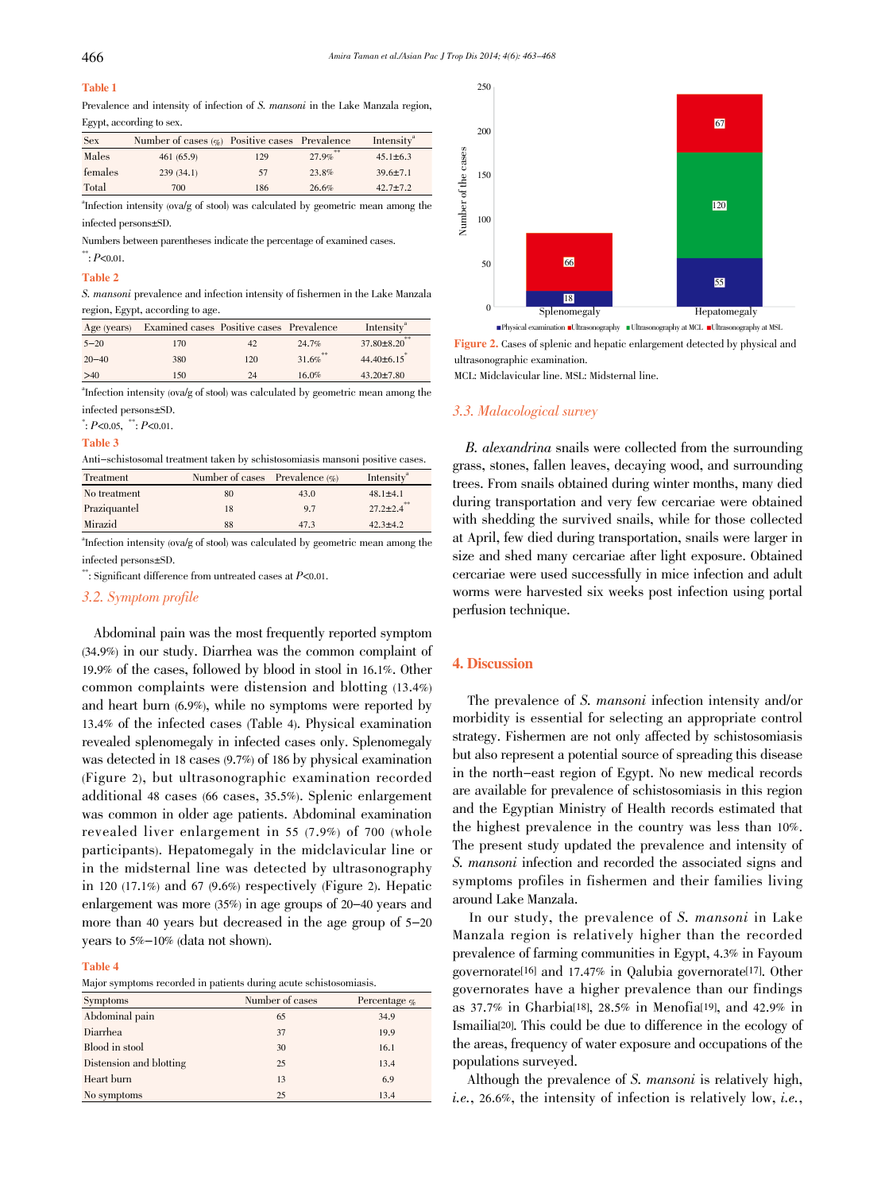**Table 1**

Prevalence and intensity of infection of *S. mansoni* in the Lake Manzala region, Egypt, according to sex.

| Sex | Number of cases (%) | Positive cases | Prevalence | Intensity[a] |
|---|---|---|---|---|
| Males | 461 (65.9) | 129 | 27.9%[**] | 45.1±6.3 |
| females | 239 (34.1) | 57 | 23.8% | 39.6±7.1 |
| Total | 700 | 186 | 26.6% | 42.7±7.2 |

[a]Infection intensity (ova/g of stool) was calculated by geometric mean among the infected persons±SD.

Numbers between parentheses indicate the percentage of examined cases.

[**]: $P<0.01$.

**Table 2**

*S. mansoni* prevalence and infection intensity of fishermen in the Lake Manzala region, Egypt, according to age.

| Age (years) | Examined cases | Positive cases | Prevalence | Intensity[a] |
|---|---|---|---|---|
| 5–20 | 170 | 42 | 24.7% | 37.80±8.20[**] |
| 20–40 | 380 | 120 | 31.6%[**] | 44.40±6.15[*] |
| >40 | 150 | 24 | 16.0% | 43.20±7.80 |

[a]Infection intensity (ova/g of stool) was calculated by geometric mean among the infected persons±SD.

[*]: $P<0.05$, [**]: $P<0.01$.

**Table 3**

Anti–schistosomal treatment taken by schistosomiasis mansoni positive cases.

| Treatment | Number of cases | Prevalence (%) | Intensity[a] |
|---|---|---|---|
| No treatment | 80 | 43.0 | 48.1±4.1 |
| Praziquantel | 18 | 9.7 | 27.2±2.4[**] |
| Mirazid | 88 | 47.3 | 42.3±4.2 |

[a]Infection intensity (ova/g of stool) was calculated by geometric mean among the infected persons±SD.

[**]: Significant difference from untreated cases at $P<0.01$.

### 3.2. Symptom profile

Abdominal pain was the most frequently reported symptom (34.9%) in our study. Diarrhea was the common complaint of 19.9% of the cases, followed by blood in stool in 16.1%. Other common complaints were distension and blotting (13.4%) and heart burn (6.9%), while no symptoms were reported by 13.4% of the infected cases (Table 4). Physical examination revealed splenomegaly in infected cases only. Splenomegaly was detected in 18 cases (9.7%) of 186 by physical examination (Figure 2), but ultrasonographic examination recorded additional 48 cases (66 cases, 35.5%). Splenic enlargement was common in older age patients. Abdominal examination revealed liver enlargement in 55 (7.9%) of 700 (whole participants). Hepatomegaly in the midclavicular line or in the midsternal line was detected by ultrasonography in 120 (17.1%) and 67 (9.6%) respectively (Figure 2). Hepatic enlargement was more (35%) in age groups of 20–40 years and more than 40 years but decreased in the age group of 5–20 years to 5%–10% (data not shown).

**Table 4**

Major symptoms recorded in patients during acute schistosomiasis.

| Symptoms | Number of cases | Percentage % |
|---|---|---|
| Abdominal pain | 65 | 34.9 |
| Diarrhea | 37 | 19.9 |
| Blood in stool | 30 | 16.1 |
| Distension and blotting | 25 | 13.4 |
| Heart burn | 13 | 6.9 |
| No symptoms | 25 | 13.4 |

**Figure 2.** Cases of splenic and hepatic enlargement detected by physical and ultrasonographic examination.

MCL: Midclavicular line. MSL: Midsternal line.

### 3.3. Malacological survey

*B. alexandrina* snails were collected from the surrounding grass, stones, fallen leaves, decaying wood, and surrounding trees. From snails obtained during winter months, many died during transportation and very few cercariae were obtained with shedding the survived snails, while for those collected at April, few died during transportation, snails were larger in size and shed many cercariae after light exposure. Obtained cercariae were used successfully in mice infection and adult worms were harvested six weeks post infection using portal perfusion technique.

## 4. Discussion

The prevalence of *S. mansoni* infection intensity and/or morbidity is essential for selecting an appropriate control strategy. Fishermen are not only affected by schistosomiasis but also represent a potential source of spreading this disease in the north–east region of Egypt. No new medical records are available for prevalence of schistosomiasis in this region and the Egyptian Ministry of Health records estimated that the highest prevalence in the country was less than 10%. The present study updated the prevalence and intensity of *S. mansoni* infection and recorded the associated signs and symptoms profiles in fishermen and their families living around Lake Manzala.

In our study, the prevalence of *S. mansoni* in Lake Manzala region is relatively higher than the recorded prevalence of farming communities in Egypt, 4.3% in Fayoum governorate[16] and 17.47% in Qalubia governorate[17]. Other governorates have a higher prevalence than our findings as 37.7% in Gharbia[18], 28.5% in Menofia[19], and 42.9% in Ismailia[20]. This could be due to difference in the ecology of the areas, frequency of water exposure and occupations of the populations surveyed.

Although the prevalence of *S. mansoni* is relatively high, *i.e.*, 26.6%, the intensity of infection is relatively low, *i.e.*,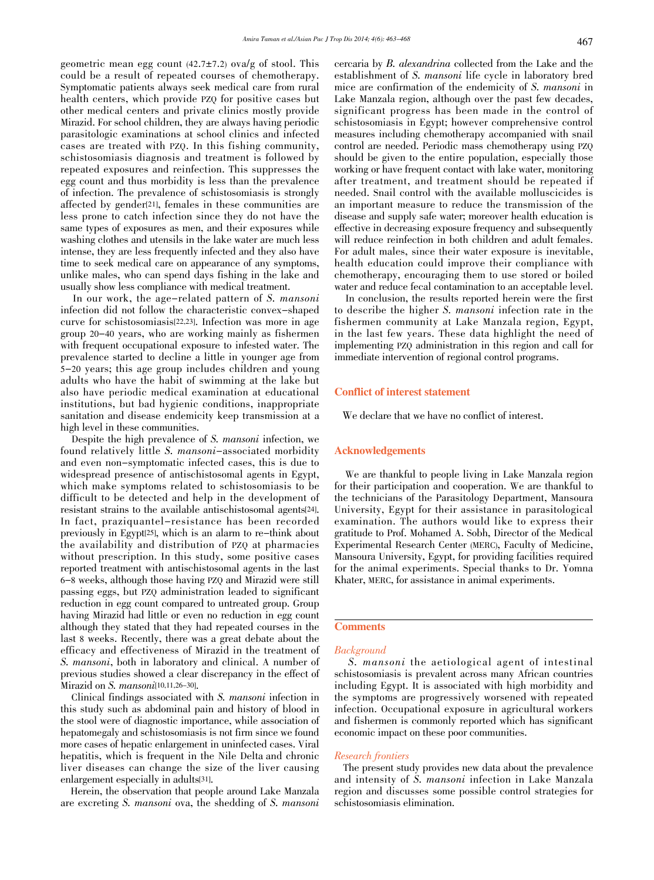geometric mean egg count (42.7±7.2) ova/g of stool. This could be a result of repeated courses of chemotherapy. Symptomatic patients always seek medical care from rural health centers, which provide PZQ for positive cases but other medical centers and private clinics mostly provide Mirazid. For school children, they are always having periodic parasitologic examinations at school clinics and infected cases are treated with PZQ. In this fishing community, schistosomiasis diagnosis and treatment is followed by repeated exposures and reinfection. This suppresses the egg count and thus morbidity is less than the prevalence of infection. The prevalence of schistosomiasis is strongly affected by gender[21], females in these communities are less prone to catch infection since they do not have the same types of exposures as men, and their exposures while washing clothes and utensils in the lake water are much less intense, they are less frequently infected and they also have time to seek medical care on appearance of any symptoms, unlike males, who can spend days fishing in the lake and usually show less compliance with medical treatment.

In our work, the age-related pattern of *S. mansoni* infection did not follow the characteristic convex-shaped curve for schistosomiasis[22,23]. Infection was more in age group 20–40 years, who are working mainly as fishermen with frequent occupational exposure to infested water. The prevalence started to decline a little in younger age from 5–20 years; this age group includes children and young adults who have the habit of swimming at the lake but also have periodic medical examination at educational institutions, but bad hygienic conditions, inappropriate sanitation and disease endemicity keep transmission at a high level in these communities.

Despite the high prevalence of *S. mansoni* infection, we found relatively little *S. mansoni*-associated morbidity and even non-symptomatic infected cases, this is due to widespread presence of antischistosomal agents in Egypt, which make symptoms related to schistosomiasis to be difficult to be detected and help in the development of resistant strains to the available antischistosomal agents[24]. In fact, praziquantel-resistance has been recorded previously in Egypt[25], which is an alarm to re-think about the availability and distribution of PZQ at pharmacies without prescription. In this study, some positive cases reported treatment with antischistosomal agents in the last 6–8 weeks, although those having PZQ and Mirazid were still passing eggs, but PZQ administration leaded to significant reduction in egg count compared to untreated group. Group having Mirazid had little or even no reduction in egg count although they stated that they had repeated courses in the last 8 weeks. Recently, there was a great debate about the efficacy and effectiveness of Mirazid in the treatment of *S. mansoni*, both in laboratory and clinical. A number of previous studies showed a clear discrepancy in the effect of Mirazid on *S. mansoni*[10,11,26–30].

Clinical findings associated with *S. mansoni* infection in this study such as abdominal pain and history of blood in the stool were of diagnostic importance, while association of hepatomegaly and schistosomiasis is not firm since we found more cases of hepatic enlargement in uninfected cases. Viral hepatitis, which is frequent in the Nile Delta and chronic liver diseases can change the size of the liver causing enlargement especially in adults[31].

Herein, the observation that people around Lake Manzala are excreting *S. mansoni* ova, the shedding of *S. mansoni* cercaria by *B. alexandrina* collected from the Lake and the establishment of *S. mansoni* life cycle in laboratory bred mice are confirmation of the endemicity of *S. mansoni* in Lake Manzala region, although over the past few decades, significant progress has been made in the control of schistosomiasis in Egypt; however comprehensive control measures including chemotherapy accompanied with snail control are needed. Periodic mass chemotherapy using PZQ should be given to the entire population, especially those working or have frequent contact with lake water, monitoring after treatment, and treatment should be repeated if needed. Snail control with the available molluscicides is an important measure to reduce the transmission of the disease and supply safe water; moreover health education is effective in decreasing exposure frequency and subsequently will reduce reinfection in both children and adult females. For adult males, since their water exposure is inevitable, health education could improve their compliance with chemotherapy, encouraging them to use stored or boiled water and reduce fecal contamination to an acceptable level.

In conclusion, the results reported herein were the first to describe the higher *S. mansoni* infection rate in the fishermen community at Lake Manzala region, Egypt, in the last few years. These data highlight the need of implementing PZQ administration in this region and call for immediate intervention of regional control programs.

## Conflict of interest statement

We declare that we have no conflict of interest.

## Acknowledgements

We are thankful to people living in Lake Manzala region for their participation and cooperation. We are thankful to the technicians of the Parasitology Department, Mansoura University, Egypt for their assistance in parasitological examination. The authors would like to express their gratitude to Prof. Mohamed A. Sobh, Director of the Medical Experimental Research Center (MERC), Faculty of Medicine, Mansoura University, Egypt, for providing facilities required for the animal experiments. Special thanks to Dr. Yomna Khater, MERC, for assistance in animal experiments.

## Comments

### *Background*

*S. mansoni* the aetiological agent of intestinal schistosomiasis is prevalent across many African countries including Egypt. It is associated with high morbidity and the symptoms are progressively worsened with repeated infection. Occupational exposure in agricultural workers and fishermen is commonly reported which has significant economic impact on these poor communities.

### *Research frontiers*

The present study provides new data about the prevalence and intensity of *S. mansoni* infection in Lake Manzala region and discusses some possible control strategies for schistosomiasis elimination.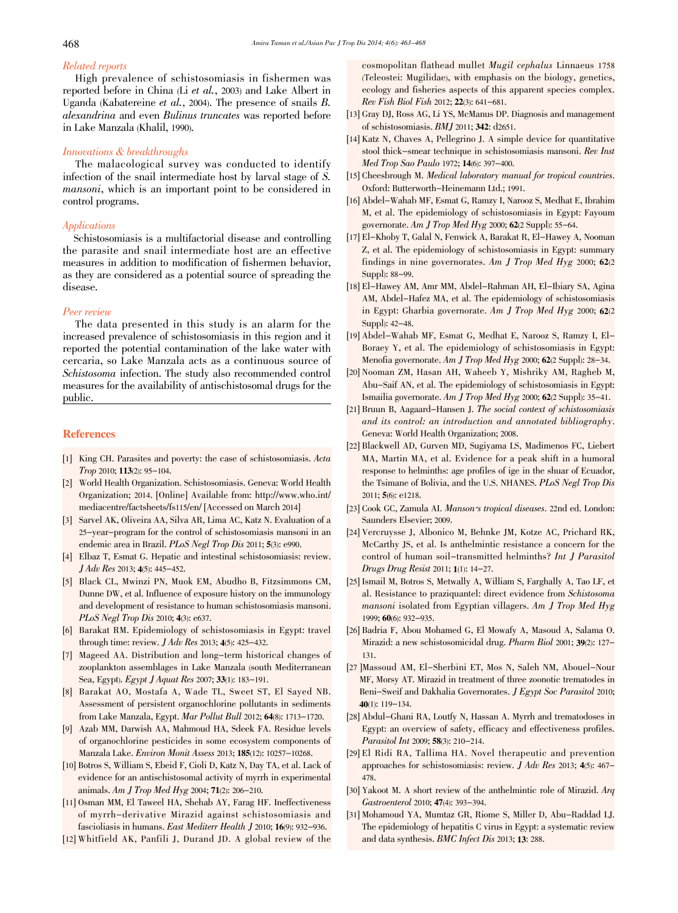### *Related reports*

High prevalence of schistosomiasis in fishermen was reported before in China (Li *et al.*, 2003) and Lake Albert in Uganda (Kabatereine *et al.*, 2004). The presence of snails *B. alexandrina* and even *Bulinus truncates* was reported before in Lake Manzala (Khalil, 1990).

### *Innovations & breakthroughs*

The malacological survey was conducted to identify infection of the snail intermediate host by larval stage of *S. mansoni*, which is an important point to be considered in control programs.

### *Applications*

Schistosomiasis is a multifactorial disease and controlling the parasite and snail intermediate host are an effective measures in addition to modification of fishermen behavior, as they are considered as a potential source of spreading the disease.

### *Peer review*

The data presented in this study is an alarm for the increased prevalence of schistosomiasis in this region and it reported the potential contamination of the lake water with cercaria, so Lake Manzala acts as a continuous source of *Schistosoma* infection. The study also recommended control measures for the availability of antischistosomal drugs for the public.

## References

[1] King CH. Parasites and poverty: the case of schistosomiasis. *Acta Trop* 2010; **113**(2): 95–104.

[2] World Health Organization. Schistosomiasis. Geneva: World Health Organization; 2014. [Online] Available from: http://www.who.int/mediacentre/factsheets/fs115/en/ [Accessed on March 2014]

[3] Sarvel AK, Oliveira AA, Silva AR, Lima AC, Katz N. Evaluation of a 25–year–program for the control of schistosomiasis mansoni in an endemic area in Brazil. *PLoS Negl Trop Dis* 2011; **5**(3): e990.

[4] Elbaz T, Esmat G. Hepatic and intestinal schistosomiasis: review. *J Adv Res* 2013; **4**(5): 445–452.

[5] Black CL, Mwinzi PN, Muok EM, Abudho B, Fitzsimmons CM, Dunne DW, et al. Influence of exposure history on the immunology and development of resistance to human schistosomiasis mansoni. *PLoS Negl Trop Dis* 2010; **4**(3): e637.

[6] Barakat RM. Epidemiology of schistosomiasis in Egypt: travel through time: review. *J Adv Res* 2013; **4**(5): 425–432.

[7] Mageed AA. Distribution and long–term historical changes of zooplankton assemblages in Lake Manzala (south Mediterranean Sea, Egypt). *Egypt J Aquat Res* 2007; **33**(1): 183–191.

[8] Barakat AO, Mostafa A, Wade TL, Sweet ST, El Sayed NB. Assessment of persistent organochlorine pollutants in sediments from Lake Manzala, Egypt. *Mar Pollut Bull* 2012; **64**(8): 1713–1720.

[9] Azab MM, Darwish AA, Mahmoud HA, Sdeek FA. Residue levels of organochlorine pesticides in some ecosystem components of Manzala Lake. *Environ Monit Assess* 2013; **185**(12): 10257–10268.

[10] Botros S, William S, Ebeid F, Cioli D, Katz N, Day TA, et al. Lack of evidence for an antischistosomal activity of myrrh in experimental animals. *Am J Trop Med Hyg* 2004; **71**(2): 206–210.

[11] Osman MM, El Taweel HA, Shehab AY, Farag HF. Ineffectiveness of myrrh–derivative Mirazid against schistosomiasis and fascioliasis in humans. *East Mediterr Health J* 2010; **16**(9): 932–936.

[12] Whitfield AK, Panfili J, Durand JD. A global review of the cosmopolitan flathead mullet *Mugil cephalus* Linnaeus 1758 (Teleostei: Mugilidae), with emphasis on the biology, genetics, ecology and fisheries aspects of this apparent species complex. *Rev Fish Biol Fish* 2012; **22**(3): 641–681.

[13] Gray DJ, Ross AG, Li YS, McManus DP. Diagnosis and management of schistosomiasis. *BMJ* 2011; **342**: d2651.

[14] Katz N, Chaves A, Pellegrino J. A simple device for quantitative stool thick–smear technique in schistosomiasis mansoni. *Rev Inst Med Trop Sao Paulo* 1972; **14**(6): 397–400.

[15] Cheesbrough M. *Medical laboratory manual for tropical countries*. Oxford: Butterworth–Heinemann Ltd.; 1991.

[16] Abdel–Wahab MF, Esmat G, Ramzy I, Narooz S, Medhat E, Ibrahim M, et al. The epidemiology of schistosomiasis in Egypt: Fayoum governorate. *Am J Trop Med Hyg* 2000; **62**(2 Suppl): 55–64.

[17] El–Khoby T, Galal N, Fenwick A, Barakat R, El–Hawey A, Nooman Z, et al. The epidemiology of schistosomiasis in Egypt: summary findings in nine governorates. *Am J Trop Med Hyg* 2000; **62**(2 Suppl): 88–99.

[18] El–Hawey AM, Amr MM, Abdel–Rahman AH, El–Ibiary SA, Agina AM, Abdel–Hafez MA, et al. The epidemiology of schistosomiasis in Egypt: Gharbia governorate. *Am J Trop Med Hyg* 2000; **62**(2 Suppl): 42–48.

[19] Abdel–Wahab MF, Esmat G, Medhat E, Narooz S, Ramzy I, El–Boraey Y, et al. The epidemiology of schistosomiasis in Egypt: Menofia governorate. *Am J Trop Med Hyg* 2000; **62**(2 Suppl): 28–34.

[20] Nooman ZM, Hasan AH, Waheeb Y, Mishriky AM, Ragheb M, Abu–Saif AN, et al. The epidemiology of schistosomiasis in Egypt: Ismailia governorate. *Am J Trop Med Hyg* 2000; **62**(2 Suppl): 35–41.

[21] Bruun B, Aagaard–Hansen J. *The social context of schistosomiasis and its control: an introduction and annotated bibliography*. Geneva: World Health Organization; 2008.

[22] Blackwell AD, Gurven MD, Sugiyama LS, Madimenos FC, Liebert MA, Martin MA, et al. Evidence for a peak shift in a humoral response to helminths: age profiles of ige in the shuar of Ecuador, the Tsimane of Bolivia, and the U.S. NHANES. *PLoS Negl Trop Dis* 2011; **5**(6): e1218.

[23] Cook GC, Zamula AI. *Manson's tropical diseases*. 22nd ed. London: Saunders Elsevier; 2009.

[24] Vercruysse J, Albonico M, Behnke JM, Kotze AC, Prichard RK, McCarthy JS, et al. Is anthelmintic resistance a concern for the control of human soil–transmitted helminths? *Int J Parasitol Drugs Drug Resist* 2011; **1**(1): 14–27.

[25] Ismail M, Botros S, Metwally A, William S, Farghally A, Tao LF, et al. Resistance to praziquantel: direct evidence from *Schistosoma mansoni* isolated from Egyptian villagers. *Am J Trop Med Hyg* 1999; **60**(6): 932–935.

[26] Badria F, Abou Mohamed G, El Mowafy A, Masoud A, Salama O. Mirazid: a new schistosomicidal drug. *Pharm Biol* 2001; **39**(2): 127–131.

[27 ]Massoud AM, El–Sherbini ET, Mos N, Saleh NM, Abouel–Nour MF, Morsy AT. Mirazid in treatment of three zoonotic trematodes in Beni–Sweif and Dakhalia Governorates. *J Egypt Soc Parasitol* 2010; **40**(1): 119–134.

[28] Abdul–Ghani RA, Loutfy N, Hassan A. Myrrh and trematodoses in Egypt: an overview of safety, efficacy and effectiveness profiles. *Parasitol Int* 2009; **58**(3): 210–214.

[29] El Ridi RA, Tallima HA. Novel therapeutic and prevention approaches for schistosomiasis: review. *J Adv Res* 2013; **4**(5): 467–478.

[30] Yakoot M. A short review of the anthelmintic role of Mirazid. *Arq Gastroenterol* 2010; **47**(4): 393–394.

[31] Mohamoud YA, Mumtaz GR, Riome S, Miller D, Abu–Raddad LJ. The epidemiology of hepatitis C virus in Egypt: a systematic review and data synthesis. *BMC Infect Dis* 2013; **13**: 288.